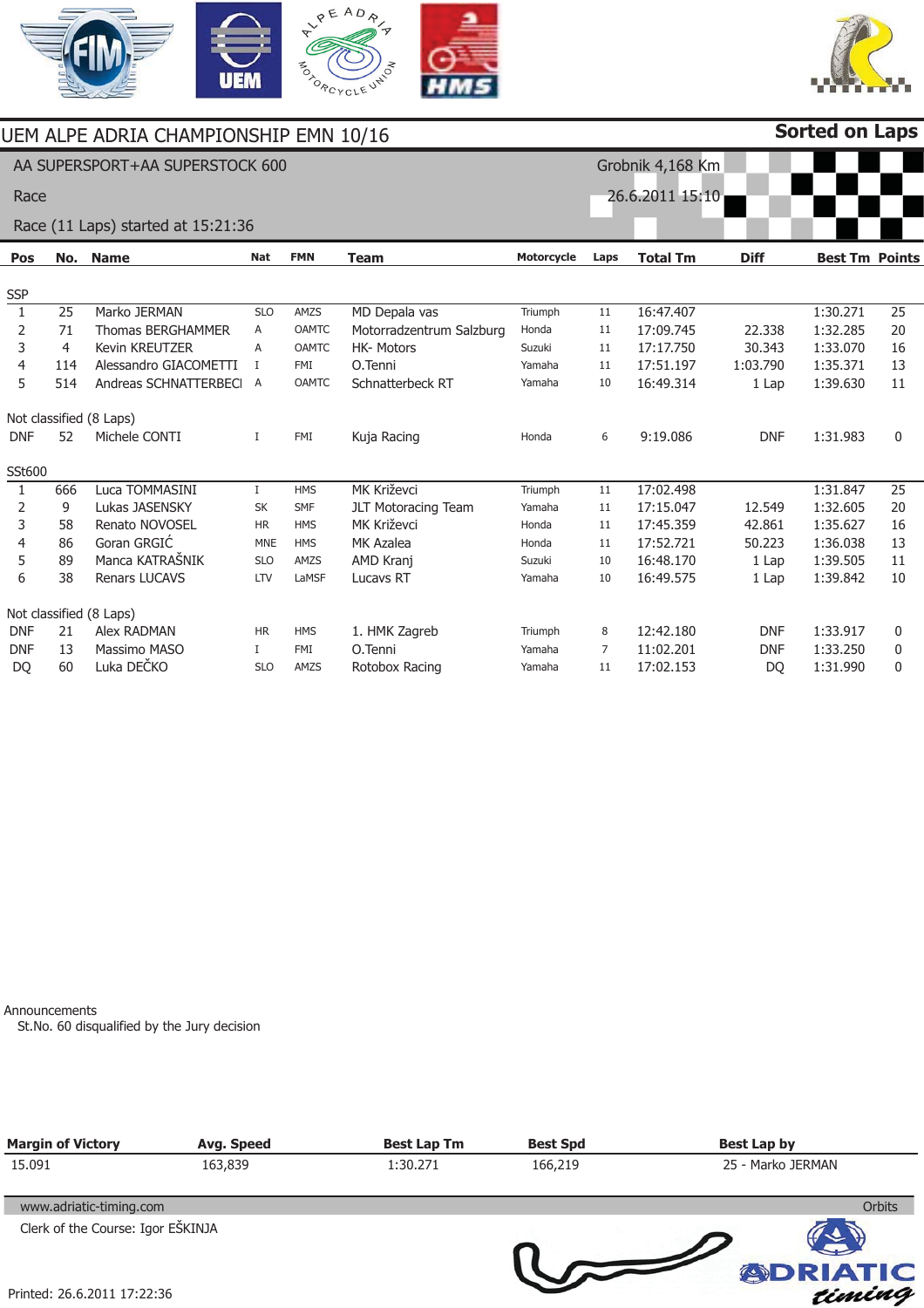# UEM ALPE ADRIA CHAMPIONSHIP EMN 10/16

**Sorted on Laps**

AA SUPERSPORT+AA SUPERSTOCK 600

Grobnik 4,168 Km

Race

26.6.2011 15:10

Race (11 Laps) started at 15:21:36

| Pos | No. | Name | Nat | FMN | Team | Motorcycle | Laps | Total Tm | Diff | Best Tm | Points |
|---|---|---|---|---|---|---|---|---|---|---|---|
| **SSP** | | | | | | | | | | | |
| 1 | 25 | Marko JERMAN | SLO | AMZS | MD Depala vas | Triumph | 11 | 16:47.407 | | 1:30.271 | 25 |
| 2 | 71 | Thomas BERGHAMMER | A | OAMTC | Motorradzentrum Salzburg | Honda | 11 | 17:09.745 | 22.338 | 1:32.285 | 20 |
| 3 | 4 | Kevin KREUTZER | A | OAMTC | HK- Motors | Suzuki | 11 | 17:17.750 | 30.343 | 1:33.070 | 16 |
| 4 | 114 | Alessandro GIACOMETTI | I | FMI | O.Tenni | Yamaha | 11 | 17:51.197 | 1:03.790 | 1:35.371 | 13 |
| 5 | 514 | Andreas SCHNATTERBECI | A | OAMTC | Schnatterbeck RT | Yamaha | 10 | 16:49.314 | 1 Lap | 1:39.630 | 11 |
| Not classified (8 Laps) | | | | | | | | | | | |
| DNF | 52 | Michele CONTI | I | FMI | Kuja Racing | Honda | 6 | 9:19.086 | DNF | 1:31.983 | 0 |
| **SSt600** | | | | | | | | | | | |
| 1 | 666 | Luca TOMMASINI | I | HMS | MK Križevci | Triumph | 11 | 17:02.498 | | 1:31.847 | 25 |
| 2 | 9 | Lukas JASENSKY | SK | SMF | JLT Motoracing Team | Yamaha | 11 | 17:15.047 | 12.549 | 1:32.605 | 20 |
| 3 | 58 | Renato NOVOSEL | HR | HMS | MK Križevci | Honda | 11 | 17:45.359 | 42.861 | 1:35.627 | 16 |
| 4 | 86 | Goran GRGIĆ | MNE | HMS | MK Azalea | Honda | 11 | 17:52.721 | 50.223 | 1:36.038 | 13 |
| 5 | 89 | Manca KATRAŠNIK | SLO | AMZS | AMD Kranj | Suzuki | 10 | 16:48.170 | 1 Lap | 1:39.505 | 11 |
| 6 | 38 | Renars LUCAVS | LTV | LaMSF | Lucavs RT | Yamaha | 10 | 16:49.575 | 1 Lap | 1:39.842 | 10 |
| Not classified (8 Laps) | | | | | | | | | | | |
| DNF | 21 | Alex RADMAN | HR | HMS | 1. HMK Zagreb | Triumph | 8 | 12:42.180 | DNF | 1:33.917 | 0 |
| DNF | 13 | Massimo MASO | I | FMI | O.Tenni | Yamaha | 7 | 11:02.201 | DNF | 1:33.250 | 0 |
| DQ | 60 | Luka DEČKO | SLO | AMZS | Rotobox Racing | Yamaha | 11 | 17:02.153 | DQ | 1:31.990 | 0 |

Announcements

St.No. 60 disqualified by the Jury decision

| Margin of Victory | Avg. Speed | Best Lap Tm | Best Spd | Best Lap by |
|---|---|---|---|---|
| 15.091 | 163,839 | 1:30.271 | 166,219 | 25 - Marko JERMAN |

www.adriatic-timing.com

Orbits

Clerk of the Course: Igor EŠKINJA

Printed: 26.6.2011 17:22:36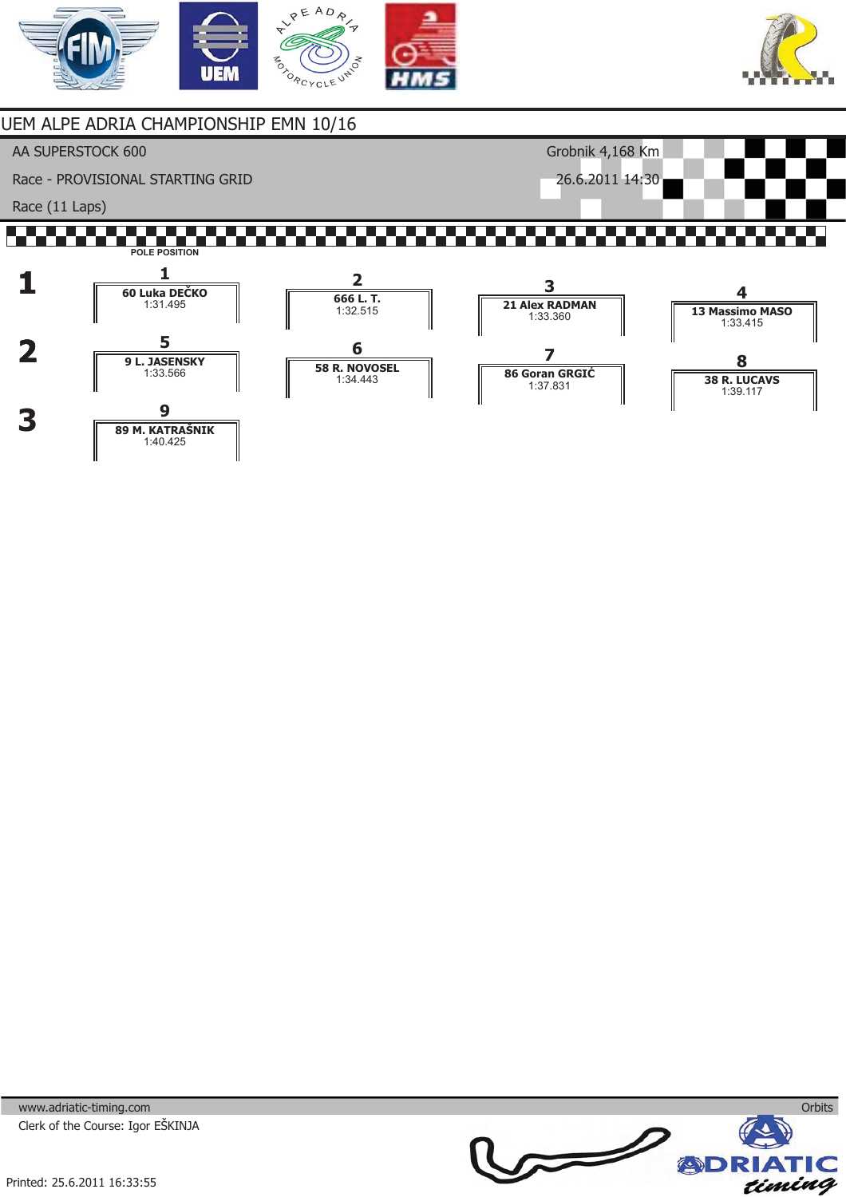# UEM ALPE ADRIA CHAMPIONSHIP EMN 10/16

AA SUPERSTOCK 600 — Grobnik 4,168 Km

Race - PROVISIONAL STARTING GRID — 26.6.2011 14:30

Race (11 Laps)

POLE POSITION

| Row | | | | |
|---|---|---|---|---|
| 1 | **1** 60 Luka DEČKO 1:31.495 | **2** 666 L. T. 1:32.515 | **3** 21 Alex RADMAN 1:33.360 | **4** 13 Massimo MASO 1:33.415 |
| 2 | **5** 9 L. JASENSKY 1:33.566 | **6** 58 R. NOVOSEL 1:34.443 | **7** 86 Goran GRGIĆ 1:37.831 | **8** 38 R. LUCAVS 1:39.117 |
| 3 | **9** 89 M. KATRAŠNIK 1:40.425 | | | |

www.adriatic-timing.com

Orbits

Clerk of the Course: Igor EŠKINJA

Printed: 25.6.2011 16:33:55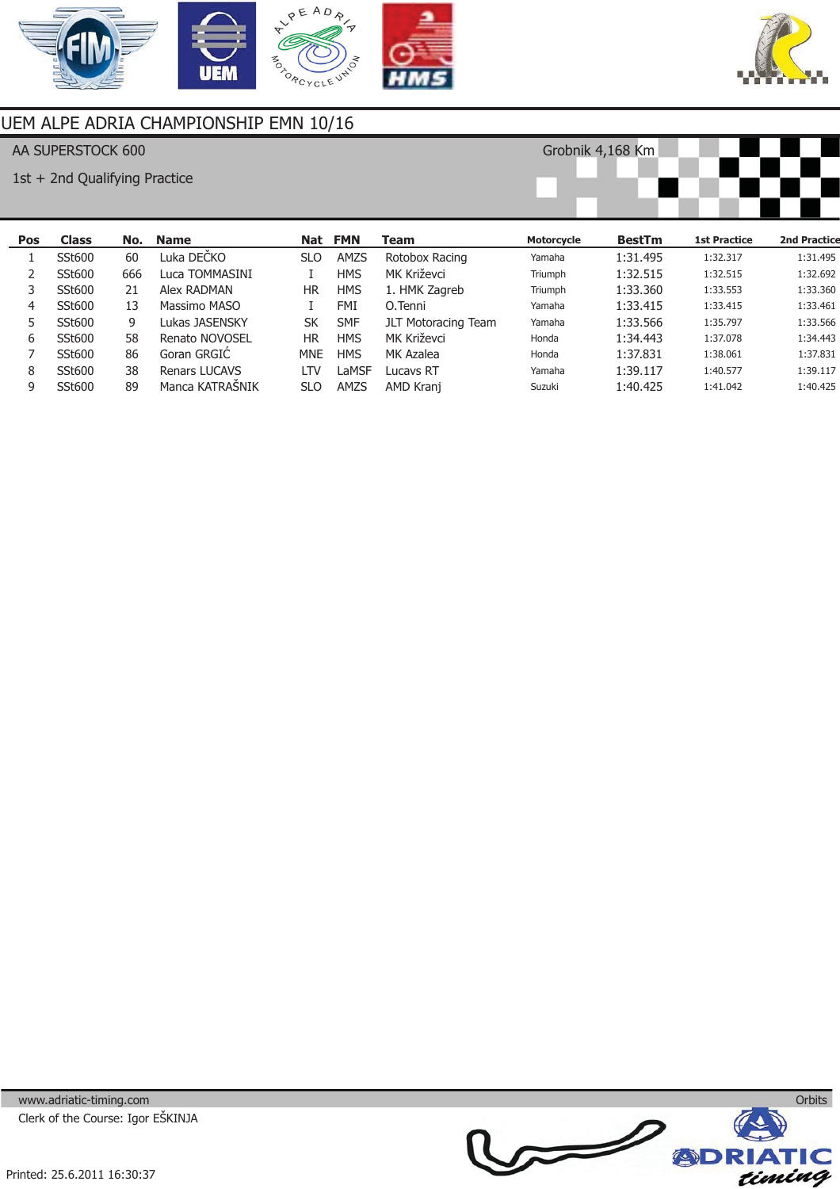# UEM ALPE ADRIA CHAMPIONSHIP EMN 10/16

## AA SUPERSTOCK 600

Grobnik 4,168 Km

1st + 2nd Qualifying Practice

| Pos | Class | No. | Name | Nat | FMN | Team | Motorcycle | BestTm | 1st Practice | 2nd Practice |
|---|---|---|---|---|---|---|---|---|---|---|
| 1 | SSt600 | 60 | Luka DEČKO | SLO | AMZS | Rotobox Racing | Yamaha | 1:31.495 | 1:32.317 | 1:31.495 |
| 2 | SSt600 | 666 | Luca TOMMASINI | I | HMS | MK Križevci | Triumph | 1:32.515 | 1:32.515 | 1:32.692 |
| 3 | SSt600 | 21 | Alex RADMAN | HR | HMS | 1. HMK Zagreb | Triumph | 1:33.360 | 1:33.553 | 1:33.360 |
| 4 | SSt600 | 13 | Massimo MASO | I | FMI | O.Tenni | Yamaha | 1:33.415 | 1:33.415 | 1:33.461 |
| 5 | SSt600 | 9 | Lukas JASENSKY | SK | SMF | JLT Motoracing Team | Yamaha | 1:33.566 | 1:35.797 | 1:33.566 |
| 6 | SSt600 | 58 | Renato NOVOSEL | HR | HMS | MK Križevci | Honda | 1:34.443 | 1:37.078 | 1:34.443 |
| 7 | SSt600 | 86 | Goran GRGIĆ | MNE | HMS | MK Azalea | Honda | 1:37.831 | 1:38.061 | 1:37.831 |
| 8 | SSt600 | 38 | Renars LUCAVS | LTV | LaMSF | Lucavs RT | Yamaha | 1:39.117 | 1:40.577 | 1:39.117 |
| 9 | SSt600 | 89 | Manca KATRAŠNIK | SLO | AMZS | AMD Kranj | Suzuki | 1:40.425 | 1:41.042 | 1:40.425 |

www.adriatic-timing.com

Orbits

Clerk of the Course: Igor EŠKINJA

Printed: 25.6.2011 16:30:37